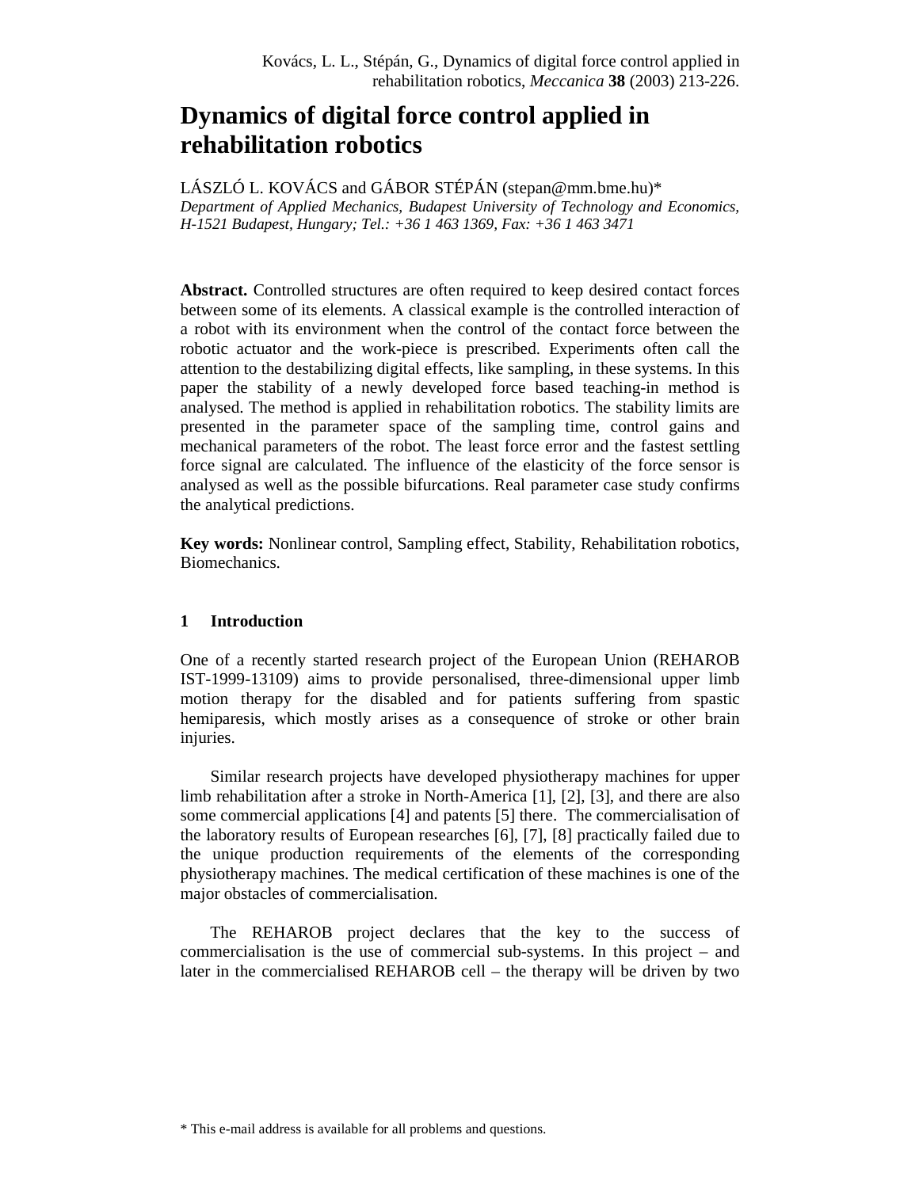Kovács, L. L., Stépán, G., Dynamics of digital force control applied in rehabilitation robotics, *Meccanica* **38** (2003) 213-226.

# Dynamics of digital force control applied in rehabilitation robotics

LÁSZLÓ L. KOVÁCS and GÁBOR STÉPÁN (stepan@mm.bme.hu)*

*Department of Applied Mechanics, Budapest University of Technology and Economics, H-1521 Budapest, Hungary; Tel.: +36 1 463 1369, Fax: +36 1 463 3471*

**Abstract.** Controlled structures are often required to keep desired contact forces between some of its elements. A classical example is the controlled interaction of a robot with its environment when the control of the contact force between the robotic actuator and the work-piece is prescribed. Experiments often call the attention to the destabilizing digital effects, like sampling, in these systems. In this paper the stability of a newly developed force based teaching-in method is analysed. The method is applied in rehabilitation robotics. The stability limits are presented in the parameter space of the sampling time, control gains and mechanical parameters of the robot. The least force error and the fastest settling force signal are calculated. The influence of the elasticity of the force sensor is analysed as well as the possible bifurcations. Real parameter case study confirms the analytical predictions.

**Key words:** Nonlinear control, Sampling effect, Stability, Rehabilitation robotics, Biomechanics.

## 1 Introduction

One of a recently started research project of the European Union (REHAROB IST-1999-13109) aims to provide personalised, three-dimensional upper limb motion therapy for the disabled and for patients suffering from spastic hemiparesis, which mostly arises as a consequence of stroke or other brain injuries.

Similar research projects have developed physiotherapy machines for upper limb rehabilitation after a stroke in North-America [1], [2], [3], and there are also some commercial applications [4] and patents [5] there. The commercialisation of the laboratory results of European researches [6], [7], [8] practically failed due to the unique production requirements of the elements of the corresponding physiotherapy machines. The medical certification of these machines is one of the major obstacles of commercialisation.

The REHAROB project declares that the key to the success of commercialisation is the use of commercial sub-systems. In this project – and later in the commercialised REHAROB cell – the therapy will be driven by two

* This e-mail address is available for all problems and questions.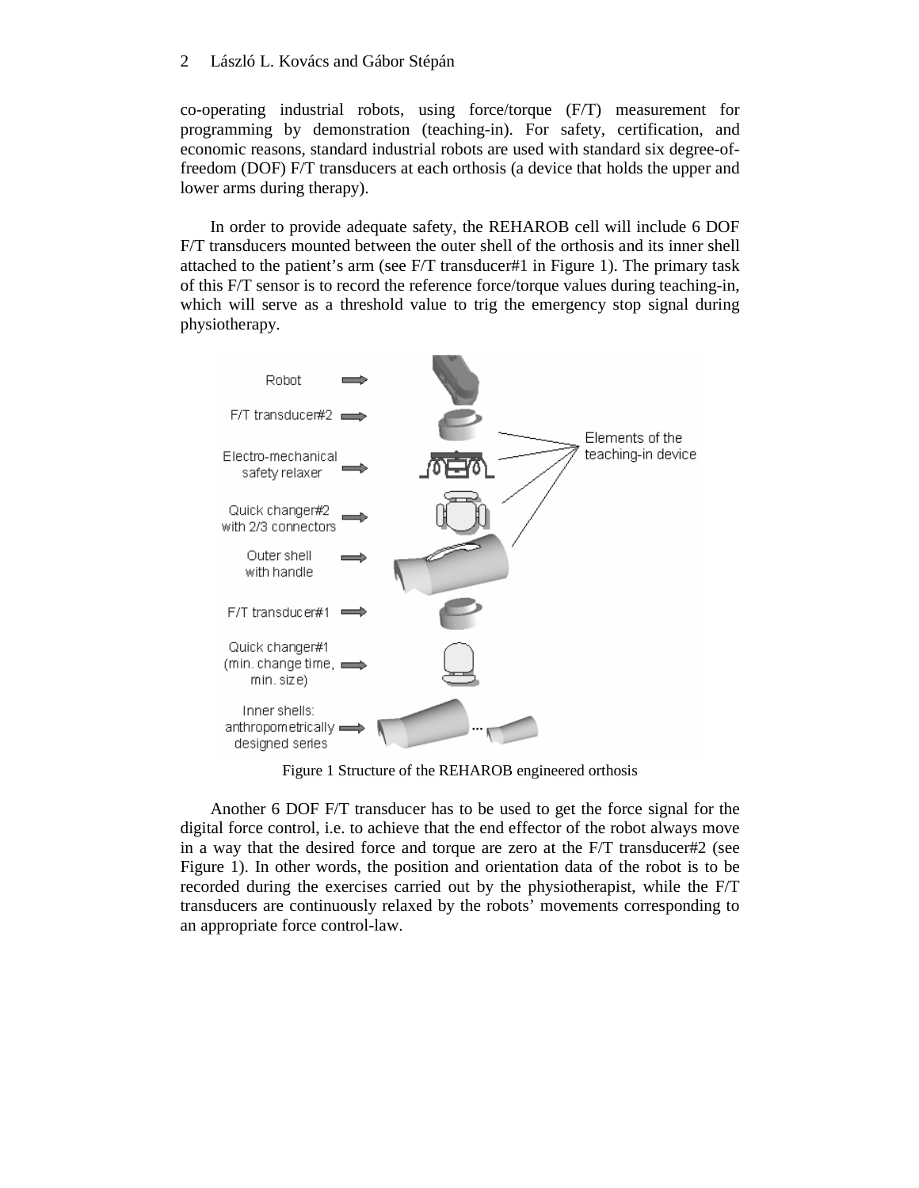co-operating industrial robots, using force/torque (F/T) measurement for programming by demonstration (teaching-in). For safety, certification, and economic reasons, standard industrial robots are used with standard six degree-of-freedom (DOF) F/T transducers at each orthosis (a device that holds the upper and lower arms during therapy).

In order to provide adequate safety, the REHAROB cell will include 6 DOF F/T transducers mounted between the outer shell of the orthosis and its inner shell attached to the patient's arm (see F/T transducer#1 in Figure 1). The primary task of this F/T sensor is to record the reference force/torque values during teaching-in, which will serve as a threshold value to trig the emergency stop signal during physiotherapy.

Robot

F/T transducer#2

Electro-mechanical safety relaxer

Quick changer#2 with 2/3 connectors

Outer shell with handle

F/T transducer#1

Quick changer#1 (min. change time, min. size)

Inner shells: anthropometrically designed series

Elements of the teaching-in device

Figure 1 Structure of the REHAROB engineered orthosis

Another 6 DOF F/T transducer has to be used to get the force signal for the digital force control, i.e. to achieve that the end effector of the robot always move in a way that the desired force and torque are zero at the F/T transducer#2 (see Figure 1). In other words, the position and orientation data of the robot is to be recorded during the exercises carried out by the physiotherapist, while the F/T transducers are continuously relaxed by the robots' movements corresponding to an appropriate force control-law.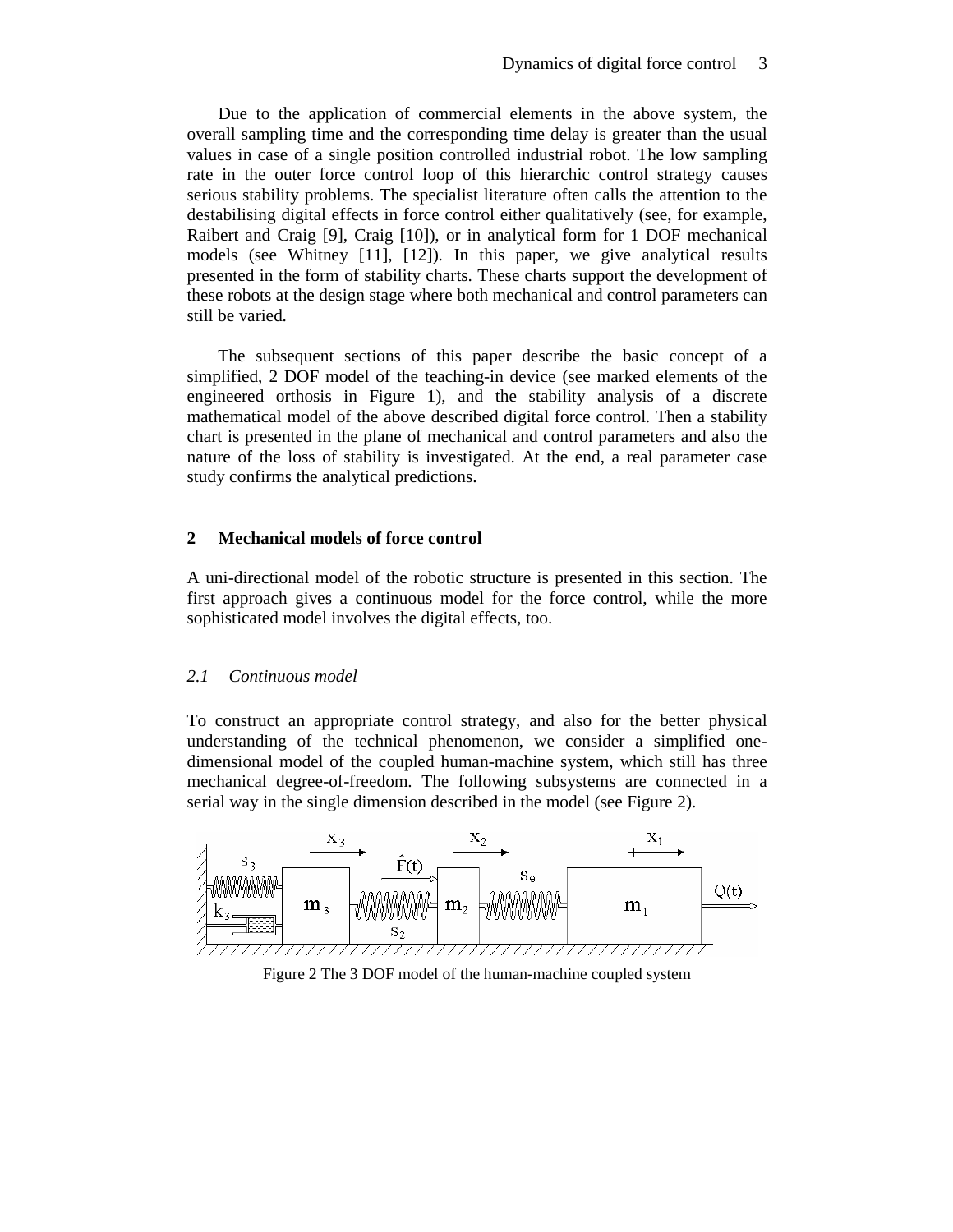Due to the application of commercial elements in the above system, the overall sampling time and the corresponding time delay is greater than the usual values in case of a single position controlled industrial robot. The low sampling rate in the outer force control loop of this hierarchic control strategy causes serious stability problems. The specialist literature often calls the attention to the destabilising digital effects in force control either qualitatively (see, for example, Raibert and Craig [9], Craig [10]), or in analytical form for 1 DOF mechanical models (see Whitney [11], [12]). In this paper, we give analytical results presented in the form of stability charts. These charts support the development of these robots at the design stage where both mechanical and control parameters can still be varied.

The subsequent sections of this paper describe the basic concept of a simplified, 2 DOF model of the teaching-in device (see marked elements of the engineered orthosis in Figure 1), and the stability analysis of a discrete mathematical model of the above described digital force control. Then a stability chart is presented in the plane of mechanical and control parameters and also the nature of the loss of stability is investigated. At the end, a real parameter case study confirms the analytical predictions.

## 2 Mechanical models of force control

A uni-directional model of the robotic structure is presented in this section. The first approach gives a continuous model for the force control, while the more sophisticated model involves the digital effects, too.

### *2.1 Continuous model*

To construct an appropriate control strategy, and also for the better physical understanding of the technical phenomenon, we consider a simplified one-dimensional model of the coupled human-machine system, which still has three mechanical degree-of-freedom. The following subsystems are connected in a serial way in the single dimension described in the model (see Figure 2).

Figure 2 The 3 DOF model of the human-machine coupled system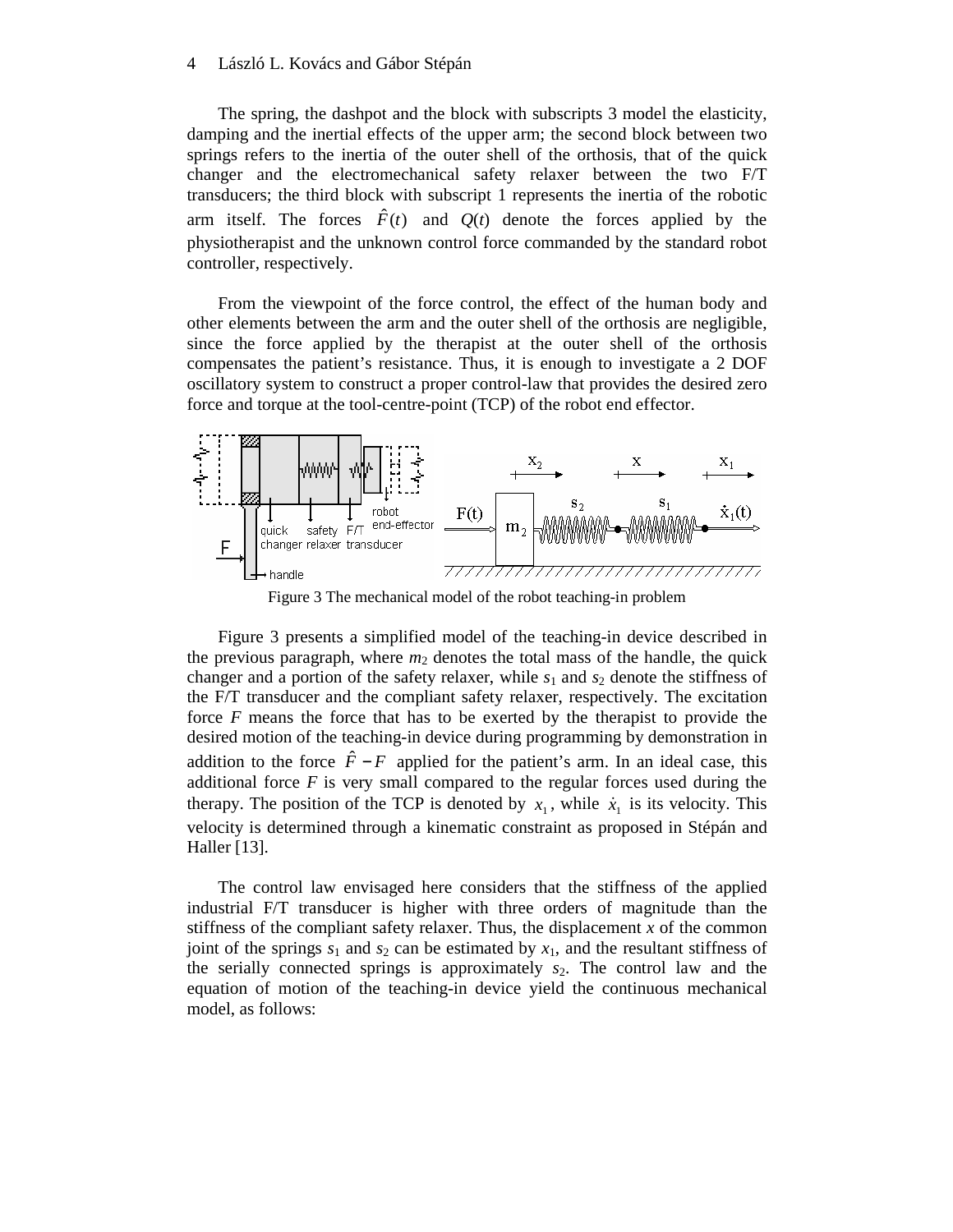The spring, the dashpot and the block with subscripts 3 model the elasticity, damping and the inertial effects of the upper arm; the second block between two springs refers to the inertia of the outer shell of the orthosis, that of the quick changer and the electromechanical safety relaxer between the two F/T transducers; the third block with subscript 1 represents the inertia of the robotic arm itself. The forces $\hat{F}(t)$ and $Q(t)$ denote the forces applied by the physiotherapist and the unknown control force commanded by the standard robot controller, respectively.

From the viewpoint of the force control, the effect of the human body and other elements between the arm and the outer shell of the orthosis are negligible, since the force applied by the therapist at the outer shell of the orthosis compensates the patient's resistance. Thus, it is enough to investigate a 2 DOF oscillatory system to construct a proper control-law that provides the desired zero force and torque at the tool-centre-point (TCP) of the robot end effector.

Figure 3 The mechanical model of the robot teaching-in problem

Figure 3 presents a simplified model of the teaching-in device described in the previous paragraph, where $m_2$ denotes the total mass of the handle, the quick changer and a portion of the safety relaxer, while $s_1$ and $s_2$ denote the stiffness of the F/T transducer and the compliant safety relaxer, respectively. The excitation force $F$ means the force that has to be exerted by the therapist to provide the desired motion of the teaching-in device during programming by demonstration in addition to the force $\hat{F} - F$ applied for the patient's arm. In an ideal case, this additional force $F$ is very small compared to the regular forces used during the therapy. The position of the TCP is denoted by $x_1$, while $\dot{x}_1$ is its velocity. This velocity is determined through a kinematic constraint as proposed in Stépán and Haller [13].

The control law envisaged here considers that the stiffness of the applied industrial F/T transducer is higher with three orders of magnitude than the stiffness of the compliant safety relaxer. Thus, the displacement $x$ of the common joint of the springs $s_1$ and $s_2$ can be estimated by $x_1$, and the resultant stiffness of the serially connected springs is approximately $s_2$. The control law and the equation of motion of the teaching-in device yield the continuous mechanical model, as follows: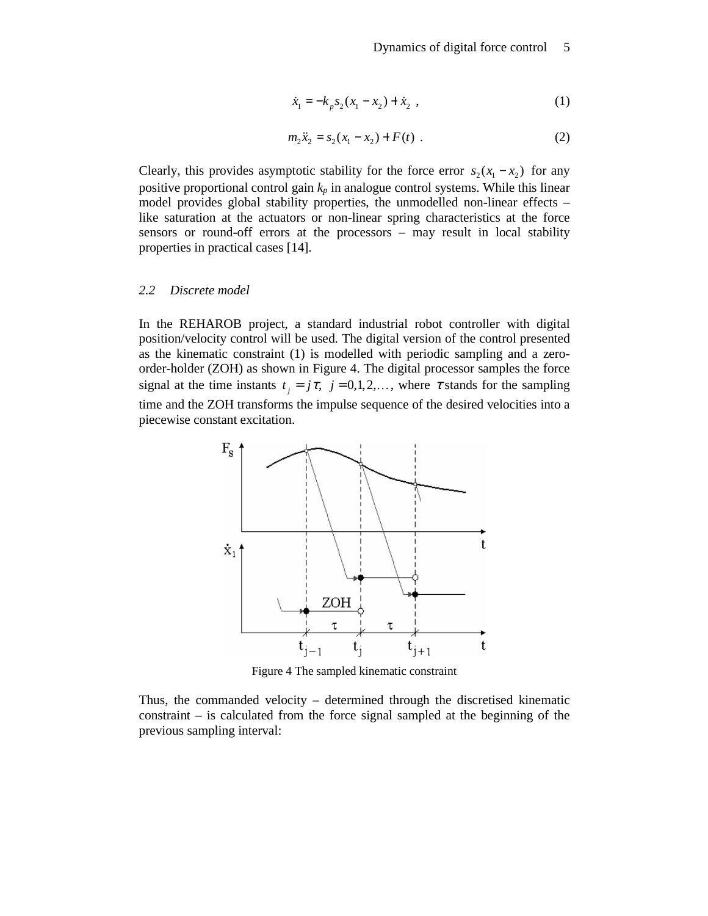$$\dot{x}_1 = -k_p s_2 (x_1 - x_2) + \dot{x}_2 \ , \tag{1}$$

$$m_2 \ddot{x}_2 = s_2 (x_1 - x_2) + F(t) \ . \tag{2}$$

Clearly, this provides asymptotic stability for the force error $s_2(x_1 - x_2)$ for any positive proportional control gain $k_p$ in analogue control systems. While this linear model provides global stability properties, the unmodelled non-linear effects – like saturation at the actuators or non-linear spring characteristics at the force sensors or round-off errors at the processors – may result in local stability properties in practical cases [14].

### *2.2 Discrete model*

In the REHAROB project, a standard industrial robot controller with digital position/velocity control will be used. The digital version of the control presented as the kinematic constraint (1) is modelled with periodic sampling and a zero-order-holder (ZOH) as shown in Figure 4. The digital processor samples the force signal at the time instants $t_j = j\tau, \ j = 0,1,2,\dots$, where $\tau$ stands for the sampling time and the ZOH transforms the impulse sequence of the desired velocities into a piecewise constant excitation.

Figure 4 The sampled kinematic constraint

Thus, the commanded velocity – determined through the discretised kinematic constraint – is calculated from the force signal sampled at the beginning of the previous sampling interval: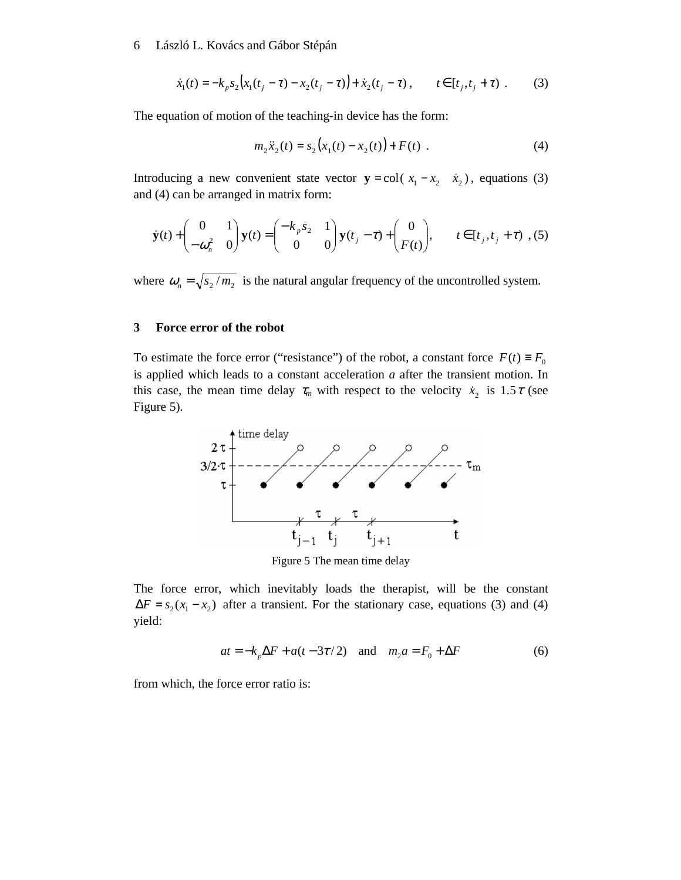$$\dot{x}_1(t) = -k_p s_2 \left( x_1(t_j - \tau) - x_2(t_j - \tau) \right) + \dot{x}_2(t_j - \tau), \qquad t \in [t_j, t_j + \tau) \ . \tag{3}$$

The equation of motion of the teaching-in device has the form:

$$m_2 \ddot{x}_2(t) = s_2 \left( x_1(t) - x_2(t) \right) + F(t) \ . \tag{4}$$

Introducing a new convenient state vector $\mathbf{y} = \mathrm{col}(\, x_1 - x_2 \quad \dot{x}_2 \,)$, equations (3) and (4) can be arranged in matrix form:

$$\dot{\mathbf{y}}(t) + \begin{pmatrix} 0 & 1 \\ -\omega_n^2 & 0 \end{pmatrix} \mathbf{y}(t) = \begin{pmatrix} -k_p s_2 & 1 \\ 0 & 0 \end{pmatrix} \mathbf{y}(t_j - \tau) + \begin{pmatrix} 0 \\ F(t) \end{pmatrix}, \qquad t \in [t_j, t_j + \tau) \ , \tag{5}$$

where $\omega_n = \sqrt{s_2 / m_2}$ is the natural angular frequency of the uncontrolled system.

## 3 Force error of the robot

To estimate the force error ("resistance") of the robot, a constant force $F(t) \equiv F_0$ is applied which leads to a constant acceleration *a* after the transient motion. In this case, the mean time delay $\tau_m$ with respect to the velocity $\dot{x}_2$ is $1.5\tau$ (see Figure 5).

Figure 5 The mean time delay

The force error, which inevitably loads the therapist, will be the constant $\Delta F = s_2(x_1 - x_2)$ after a transient. For the stationary case, equations (3) and (4) yield:

$$at = -k_p \Delta F + a(t - 3\tau/2) \quad \text{and} \quad m_2 a = F_0 + \Delta F \tag{6}$$

from which, the force error ratio is: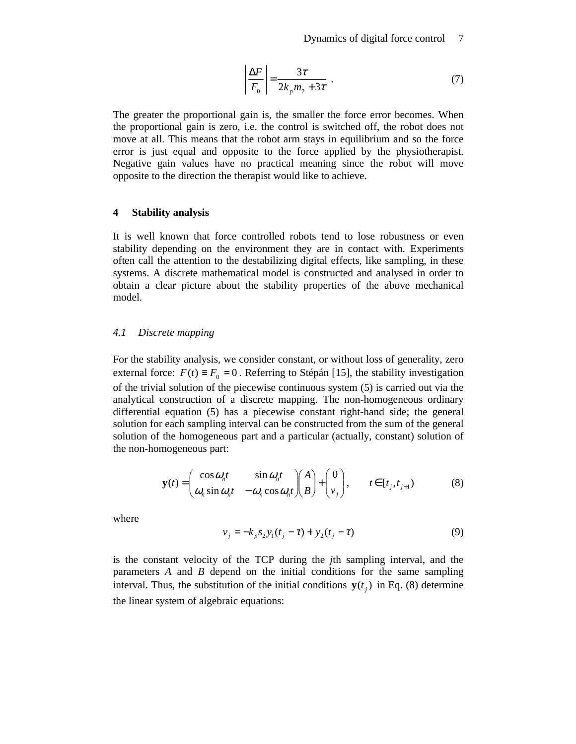$$\left|\frac{\Delta F}{F_0}\right| = \frac{3\tau}{2k_p m_2 + 3\tau} \,. \tag{7}$$

The greater the proportional gain is, the smaller the force error becomes. When the proportional gain is zero, i.e. the control is switched off, the robot does not move at all. This means that the robot arm stays in equilibrium and so the force error is just equal and opposite to the force applied by the physiotherapist. Negative gain values have no practical meaning since the robot will move opposite to the direction the therapist would like to achieve.

## 4 Stability analysis

It is well known that force controlled robots tend to lose robustness or even stability depending on the environment they are in contact with. Experiments often call the attention to the destabilizing digital effects, like sampling, in these systems. A discrete mathematical model is constructed and analysed in order to obtain a clear picture about the stability properties of the above mechanical model.

### *4.1 Discrete mapping*

For the stability analysis, we consider constant, or without loss of generality, zero external force: $F(t) \equiv F_0 = 0$. Referring to Stépán [15], the stability investigation of the trivial solution of the piecewise continuous system (5) is carried out via the analytical construction of a discrete mapping. The non-homogeneous ordinary differential equation (5) has a piecewise constant right-hand side; the general solution for each sampling interval can be constructed from the sum of the general solution of the homogeneous part and a particular (actually, constant) solution of the non-homogeneous part:

$$\mathbf{y}(t) = \begin{pmatrix} \cos\omega_n t & \sin\omega_n t \\ \omega_n \sin\omega_n t & -\omega_n \cos\omega_n t \end{pmatrix} \begin{pmatrix} A \\ B \end{pmatrix} + \begin{pmatrix} 0 \\ v_j \end{pmatrix}, \qquad t \in [t_j, t_{j+1}) \tag{8}$$

where

$$v_j = -k_p s_2 y_1(t_j - \tau) + y_2(t_j - \tau) \tag{9}$$

is the constant velocity of the TCP during the $j$th sampling interval, and the parameters $A$ and $B$ depend on the initial conditions for the same sampling interval. Thus, the substitution of the initial conditions $\mathbf{y}(t_j)$ in Eq. (8) determine the linear system of algebraic equations: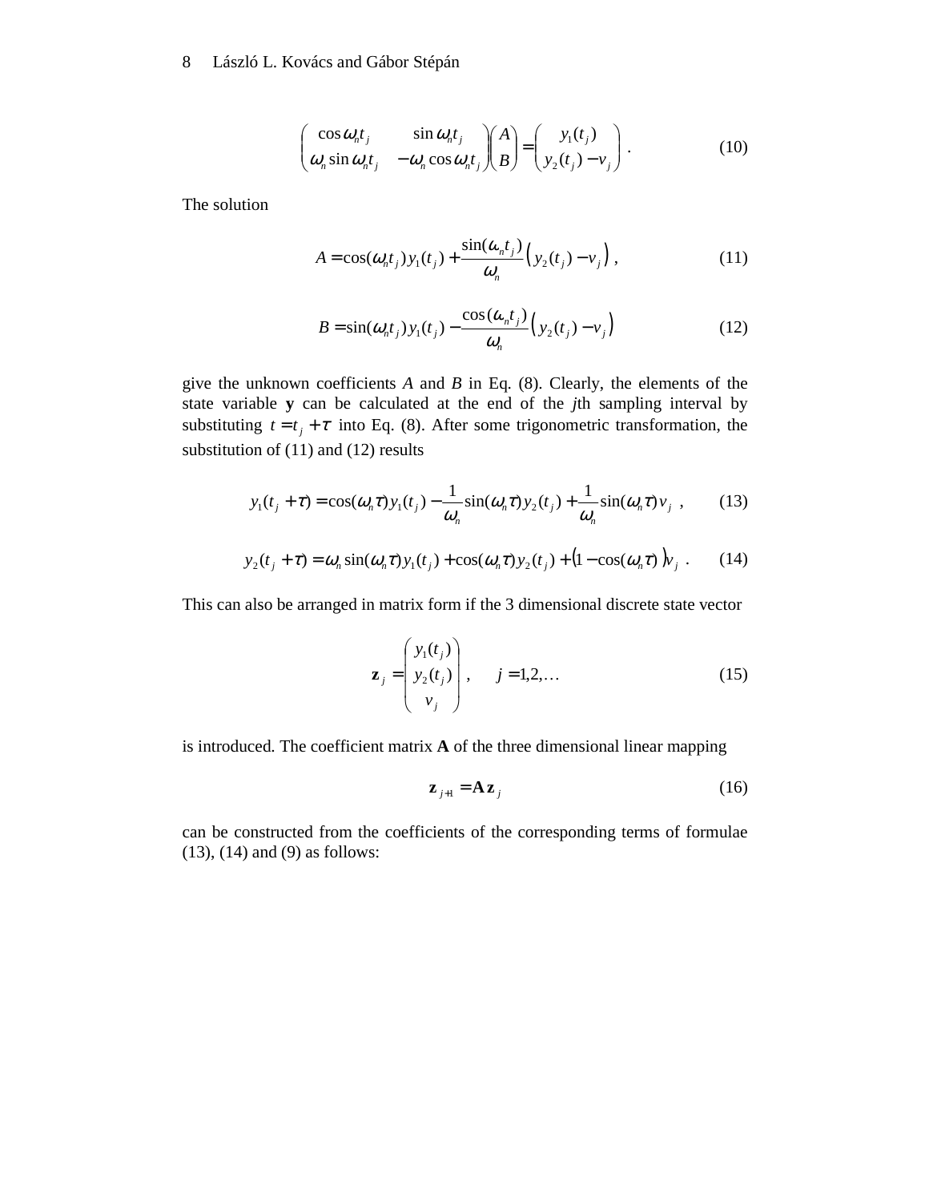$$\begin{pmatrix} \cos \omega_n t_j & \sin \omega_n t_j \\ \omega_n \sin \omega_n t_j & -\omega_n \cos \omega_n t_j \end{pmatrix} \begin{pmatrix} A \\ B \end{pmatrix} = \begin{pmatrix} y_1(t_j) \\ y_2(t_j) - v_j \end{pmatrix} . \tag{10}$$

The solution

$$A = \cos(\omega_n t_j) y_1(t_j) + \frac{\sin(\omega_n t_j)}{\omega_n} \left( y_2(t_j) - v_j \right) , \tag{11}$$

$$B = \sin(\omega_n t_j) y_1(t_j) - \frac{\cos(\omega_n t_j)}{\omega_n} \left( y_2(t_j) - v_j \right) \tag{12}$$

give the unknown coefficients $A$ and $B$ in Eq. (8). Clearly, the elements of the state variable $\mathbf{y}$ can be calculated at the end of the $j$th sampling interval by substituting $t = t_j + \tau$ into Eq. (8). After some trigonometric transformation, the substitution of (11) and (12) results

$$y_1(t_j + \tau) = \cos(\omega_n \tau) y_1(t_j) - \frac{1}{\omega_n} \sin(\omega_n \tau) y_2(t_j) + \frac{1}{\omega_n} \sin(\omega_n \tau) v_j , \tag{13}$$

$$y_2(t_j + \tau) = \omega_n \sin(\omega_n \tau) y_1(t_j) + \cos(\omega_n \tau) y_2(t_j) + \left(1 - \cos(\omega_n \tau)\right) v_j . \tag{14}$$

This can also be arranged in matrix form if the 3 dimensional discrete state vector

$$\mathbf{z}_j = \begin{pmatrix} y_1(t_j) \\ y_2(t_j) \\ v_j \end{pmatrix} , \quad j = 1,2,\ldots \tag{15}$$

is introduced. The coefficient matrix $\mathbf{A}$ of the three dimensional linear mapping

$$\mathbf{z}_{j+1} = \mathbf{A} \mathbf{z}_j \tag{16}$$

can be constructed from the coefficients of the corresponding terms of formulae (13), (14) and (9) as follows: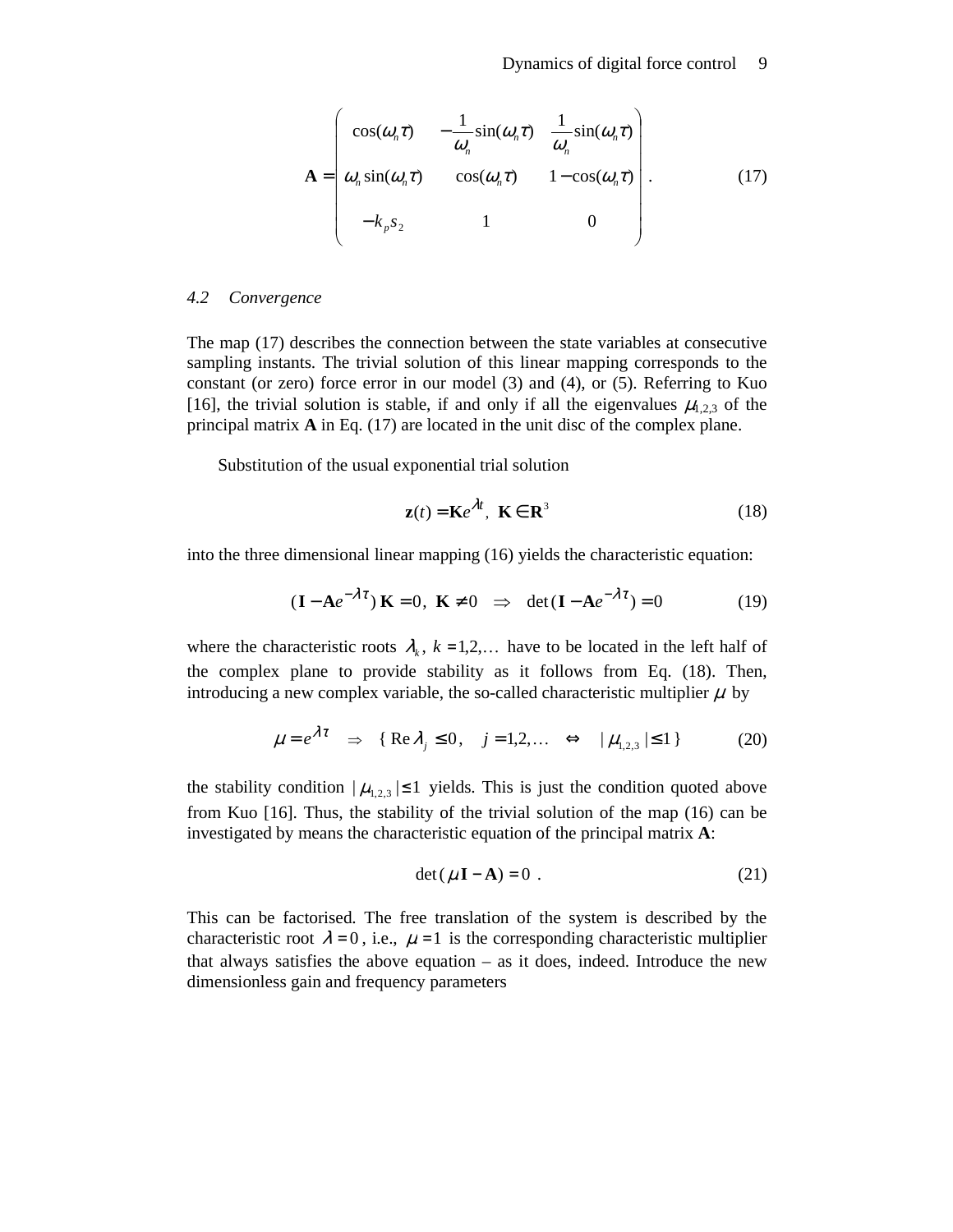$$
\mathbf{A} = \begin{pmatrix} \cos(\omega_n \tau) & -\frac{1}{\omega_n}\sin(\omega_n \tau) & \frac{1}{\omega_n}\sin(\omega_n \tau) \\ \omega_n \sin(\omega_n \tau) & \cos(\omega_n \tau) & 1-\cos(\omega_n \tau) \\ -k_p s_2 & 1 & 0 \end{pmatrix} . \qquad (17)
$$

### *4.2 Convergence*

The map (17) describes the connection between the state variables at consecutive sampling instants. The trivial solution of this linear mapping corresponds to the constant (or zero) force error in our model (3) and (4), or (5). Referring to Kuo [16], the trivial solution is stable, if and only if all the eigenvalues $\mu_{1,2,3}$ of the principal matrix **A** in Eq. (17) are located in the unit disc of the complex plane.

Substitution of the usual exponential trial solution

$$
\mathbf{z}(t) = \mathbf{K}e^{\lambda t}, \ \mathbf{K} \in \mathbf{R}^3 \qquad (18)
$$

into the three dimensional linear mapping (16) yields the characteristic equation:

$$
(\mathbf{I} - \mathbf{A}e^{-\lambda\tau})\,\mathbf{K} = 0, \ \mathbf{K} \neq 0 \quad \Rightarrow \quad \det(\mathbf{I} - \mathbf{A}e^{-\lambda\tau}) = 0 \qquad (19)
$$

where the characteristic roots $\lambda_k$, $k = 1,2,\ldots$ have to be located in the left half of the complex plane to provide stability as it follows from Eq. (18). Then, introducing a new complex variable, the so-called characteristic multiplier $\mu$ by

$$
\mu = e^{\lambda\tau} \quad \Rightarrow \quad \{\, \mathrm{Re}\,\lambda_j \le 0, \quad j = 1,2,\ldots \quad \Leftrightarrow \quad |\mu_{1,2,3}| \le 1 \,\} \qquad (20)
$$

the stability condition $|\mu_{1,2,3}| \le 1$ yields. This is just the condition quoted above from Kuo [16]. Thus, the stability of the trivial solution of the map (16) can be investigated by means the characteristic equation of the principal matrix **A**:

$$
\det(\mu\mathbf{I} - \mathbf{A}) = 0 \ . \qquad (21)
$$

This can be factorised. The free translation of the system is described by the characteristic root $\lambda = 0$, i.e., $\mu = 1$ is the corresponding characteristic multiplier that always satisfies the above equation – as it does, indeed. Introduce the new dimensionless gain and frequency parameters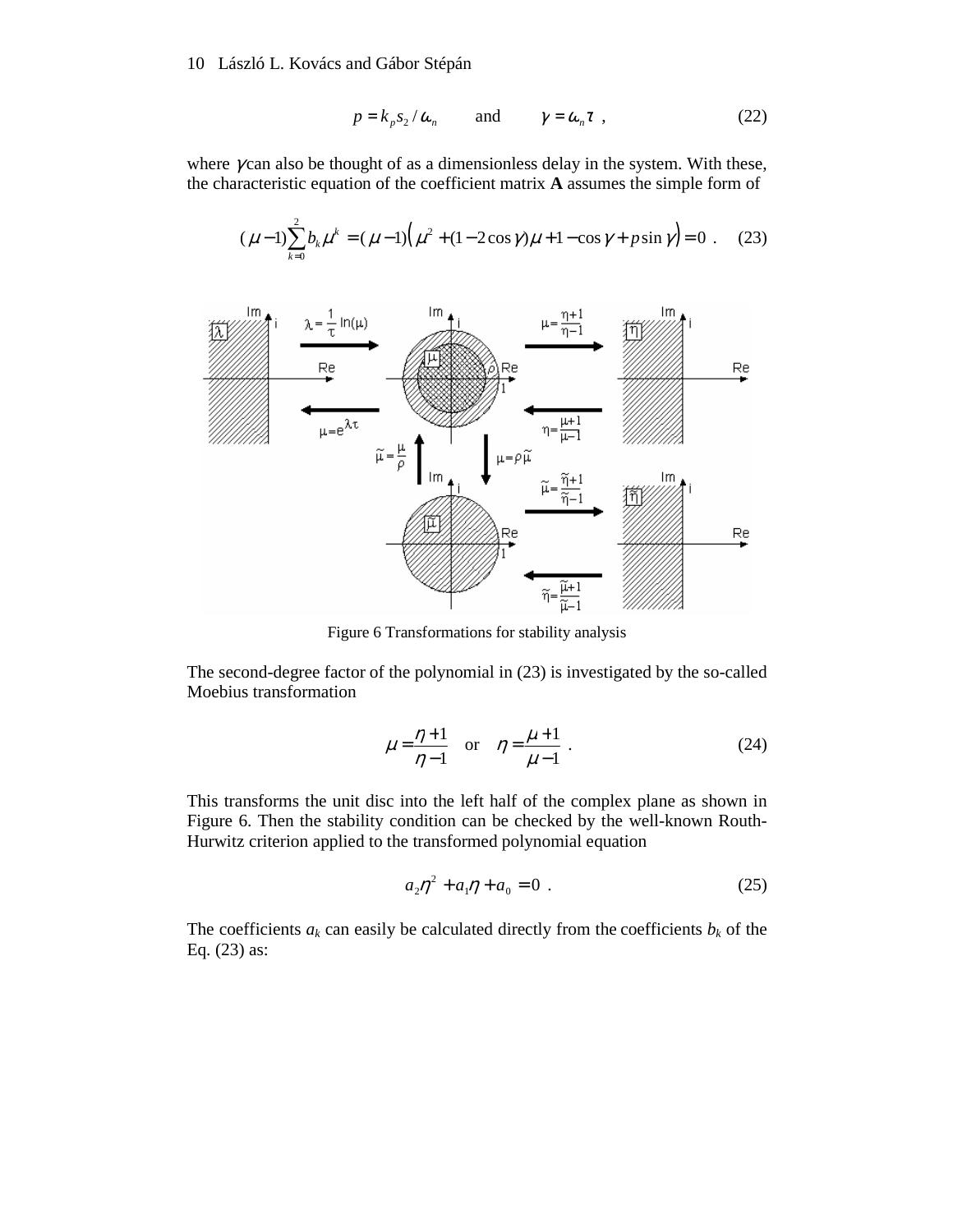$$p = k_p s_2 / \omega_n \qquad \text{and} \qquad \gamma = \omega_n \tau \ , \tag{22}$$

where $\gamma$ can also be thought of as a dimensionless delay in the system. With these, the characteristic equation of the coefficient matrix **A** assumes the simple form of

$$(\mu - 1)\sum_{k=0}^{2} b_k \mu^k = (\mu - 1)\left(\mu^2 + (1 - 2\cos\gamma)\mu + 1 - \cos\gamma + p\sin\gamma\right) = 0 \ . \tag{23}$$

Figure 6 Transformations for stability analysis

The second-degree factor of the polynomial in (23) is investigated by the so-called Moebius transformation

$$\mu = \frac{\eta + 1}{\eta - 1} \quad \text{or} \quad \eta = \frac{\mu + 1}{\mu - 1} \ . \tag{24}$$

This transforms the unit disc into the left half of the complex plane as shown in Figure 6. Then the stability condition can be checked by the well-known Routh-Hurwitz criterion applied to the transformed polynomial equation

$$a_2\eta^2 + a_1\eta + a_0 = 0 \ . \tag{25}$$

The coefficients $a_k$ can easily be calculated directly from the coefficients $b_k$ of the Eq. (23) as: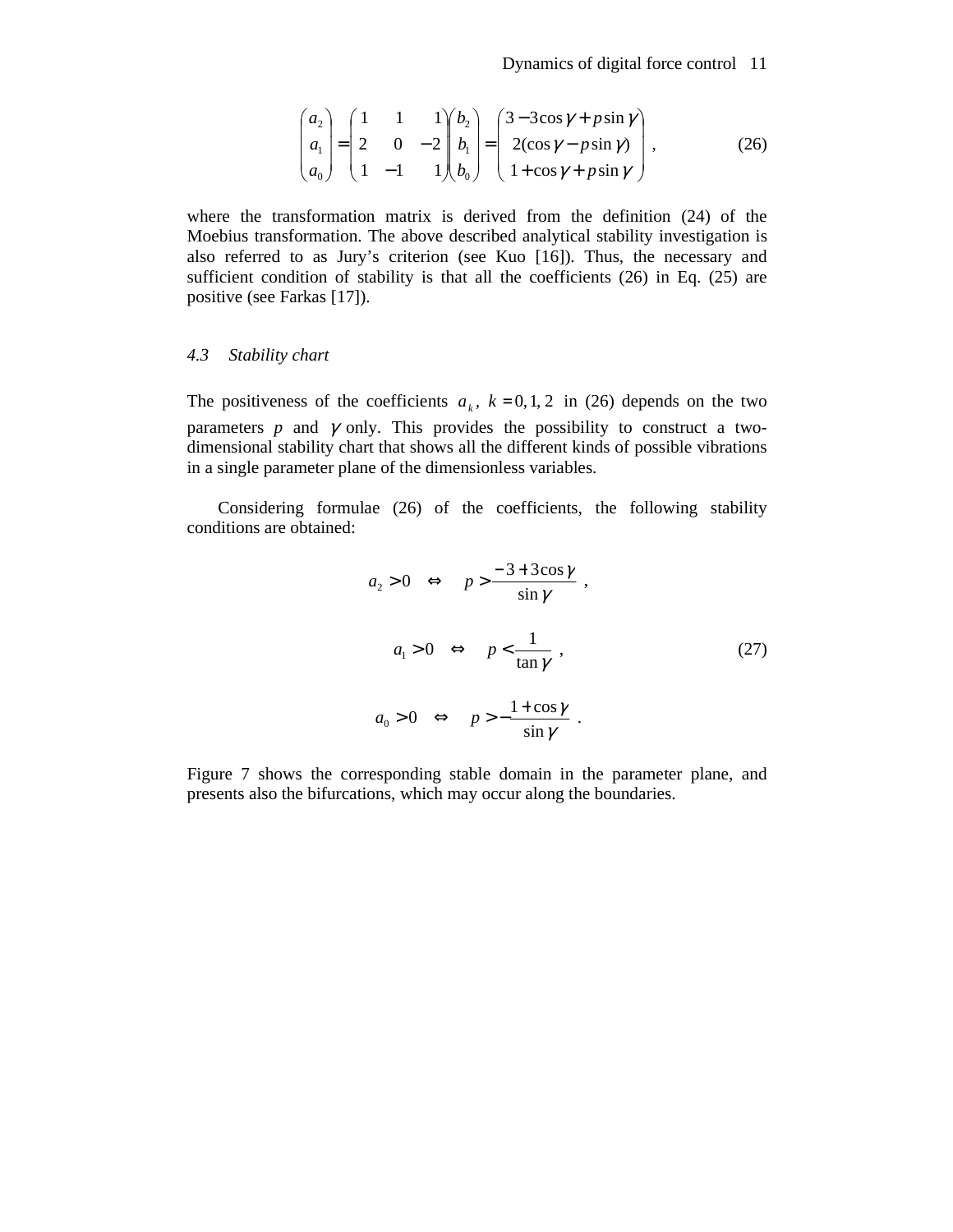$$
\begin{pmatrix} a_2 \\ a_1 \\ a_0 \end{pmatrix} = \begin{pmatrix} 1 & 1 & 1 \\ 2 & 0 & -2 \\ 1 & -1 & 1 \end{pmatrix} \begin{pmatrix} b_2 \\ b_1 \\ b_0 \end{pmatrix} = \begin{pmatrix} 3 - 3\cos\gamma + p\sin\gamma \\ 2(\cos\gamma - p\sin\gamma) \\ 1 + \cos\gamma + p\sin\gamma \end{pmatrix} , \tag{26}
$$

where the transformation matrix is derived from the definition (24) of the Moebius transformation. The above described analytical stability investigation is also referred to as Jury's criterion (see Kuo [16]). Thus, the necessary and sufficient condition of stability is that all the coefficients (26) in Eq. (25) are positive (see Farkas [17]).

### 4.3 *Stability chart*

The positiveness of the coefficients $a_k$, $k = 0, 1, 2$ in (26) depends on the two parameters $p$ and $\gamma$ only. This provides the possibility to construct a two-dimensional stability chart that shows all the different kinds of possible vibrations in a single parameter plane of the dimensionless variables.

Considering formulae (26) of the coefficients, the following stability conditions are obtained:

$$
\begin{aligned}
a_2 > 0 \quad &\Leftrightarrow \quad p > \frac{-3 + 3\cos\gamma}{\sin\gamma} , \\
a_1 > 0 \quad &\Leftrightarrow \quad p < \frac{1}{\tan\gamma} , \\
a_0 > 0 \quad &\Leftrightarrow \quad p > -\frac{1 + \cos\gamma}{\sin\gamma} .
\end{aligned} \tag{27}
$$

Figure 7 shows the corresponding stable domain in the parameter plane, and presents also the bifurcations, which may occur along the boundaries.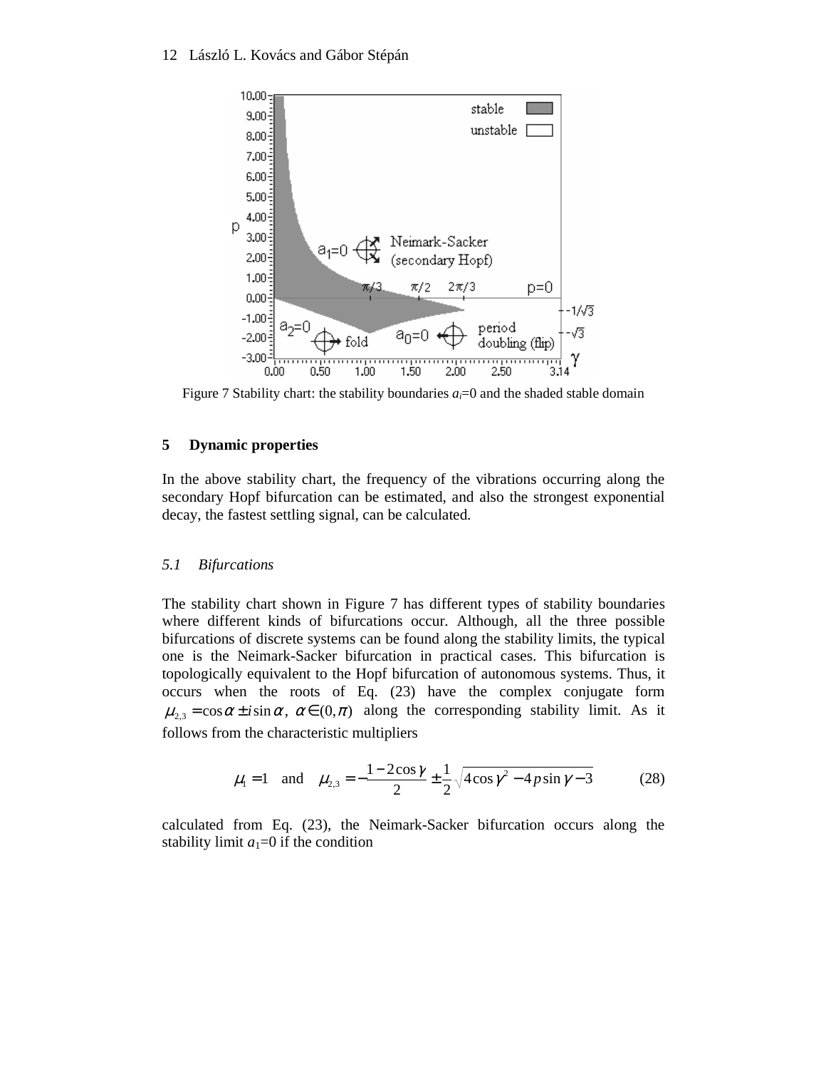Figure 7 Stability chart: the stability boundaries $a_i$=0 and the shaded stable domain

## 5 Dynamic properties

In the above stability chart, the frequency of the vibrations occurring along the secondary Hopf bifurcation can be estimated, and also the strongest exponential decay, the fastest settling signal, can be calculated.

### *5.1 Bifurcations*

The stability chart shown in Figure 7 has different types of stability boundaries where different kinds of bifurcations occur. Although, all the three possible bifurcations of discrete systems can be found along the stability limits, the typical one is the Neimark-Sacker bifurcation in practical cases. This bifurcation is topologically equivalent to the Hopf bifurcation of autonomous systems. Thus, it occurs when the roots of Eq. (23) have the complex conjugate form $\mu_{2,3} = \cos\alpha \pm i\sin\alpha,\ \alpha \in (0,\pi)$ along the corresponding stability limit. As it follows from the characteristic multipliers

$$\mu_1 = 1 \quad \text{and} \quad \mu_{2,3} = -\frac{1-2\cos\gamma}{2} \pm \frac{1}{2}\sqrt{4\cos\gamma^2 - 4p\sin\gamma - 3} \tag{28}$$

calculated from Eq. (23), the Neimark-Sacker bifurcation occurs along the stability limit $a_1$=0 if the condition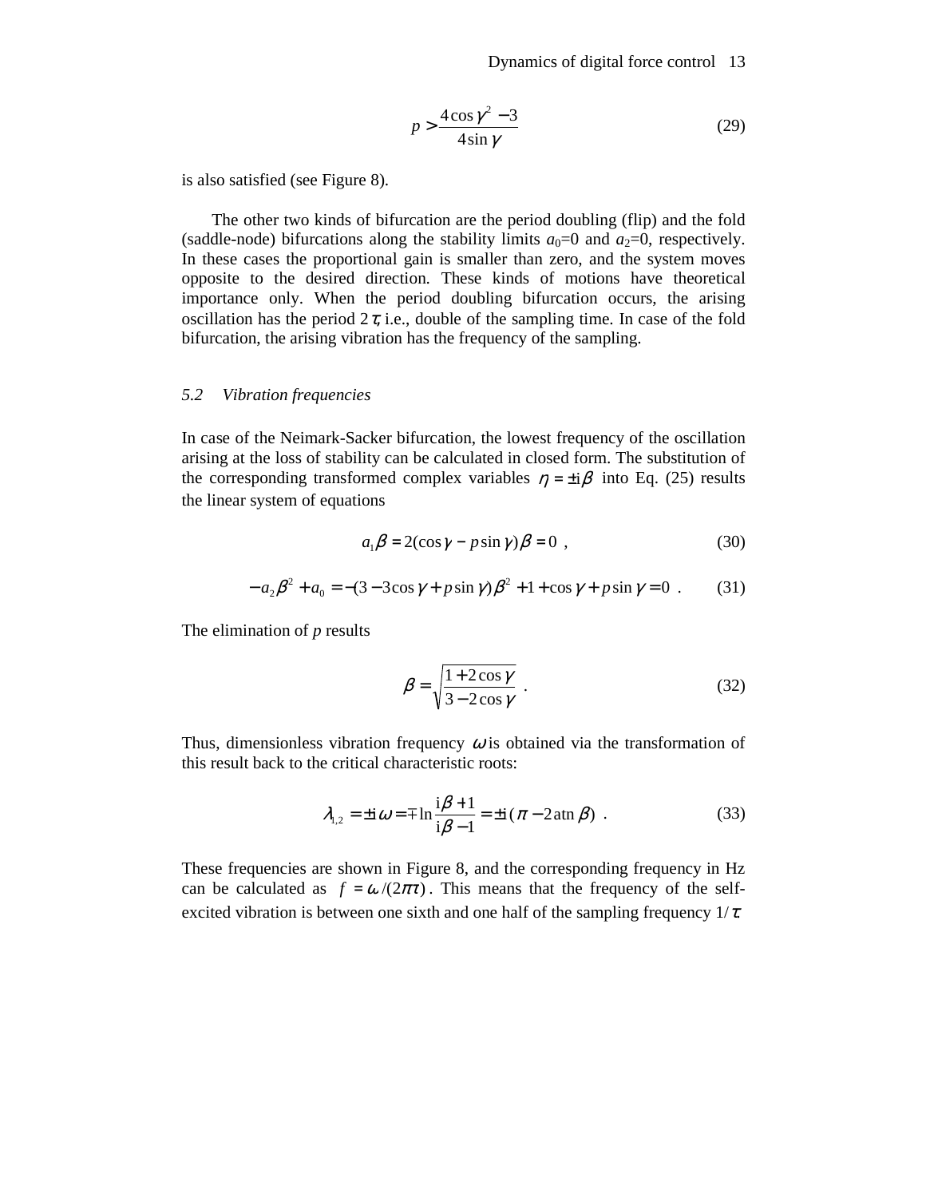$$p > \frac{4\cos\gamma^2 - 3}{4\sin\gamma} \tag{29}$$

is also satisfied (see Figure 8).

The other two kinds of bifurcation are the period doubling (flip) and the fold (saddle-node) bifurcations along the stability limits $a_0$=0 and $a_2$=0, respectively. In these cases the proportional gain is smaller than zero, and the system moves opposite to the desired direction. These kinds of motions have theoretical importance only. When the period doubling bifurcation occurs, the arising oscillation has the period $2\tau$, i.e., double of the sampling time. In case of the fold bifurcation, the arising vibration has the frequency of the sampling.

### *5.2 Vibration frequencies*

In case of the Neimark-Sacker bifurcation, the lowest frequency of the oscillation arising at the loss of stability can be calculated in closed form. The substitution of the corresponding transformed complex variables $\eta = \pm i\beta$ into Eq. (25) results the linear system of equations

$$a_1\beta = 2(\cos\gamma - p\sin\gamma)\beta = 0 \ , \tag{30}$$

$$-a_2\beta^2 + a_0 = -(3 - 3\cos\gamma + p\sin\gamma)\beta^2 + 1 + \cos\gamma + p\sin\gamma = 0 \ . \tag{31}$$

The elimination of $p$ results

$$\beta = \sqrt{\frac{1 + 2\cos\gamma}{3 - 2\cos\gamma}} \ . \tag{32}$$

Thus, dimensionless vibration frequency $\omega$ is obtained via the transformation of this result back to the critical characteristic roots:

$$\lambda_{1,2} = \pm i\,\omega = \mp \ln\frac{i\beta + 1}{i\beta - 1} = \pm i\,(\pi - 2\,\mathrm{atn}\,\beta) \ . \tag{33}$$

These frequencies are shown in Figure 8, and the corresponding frequency in Hz can be calculated as $f = \omega/(2\pi\tau)$. This means that the frequency of the self-excited vibration is between one sixth and one half of the sampling frequency $1/\tau$.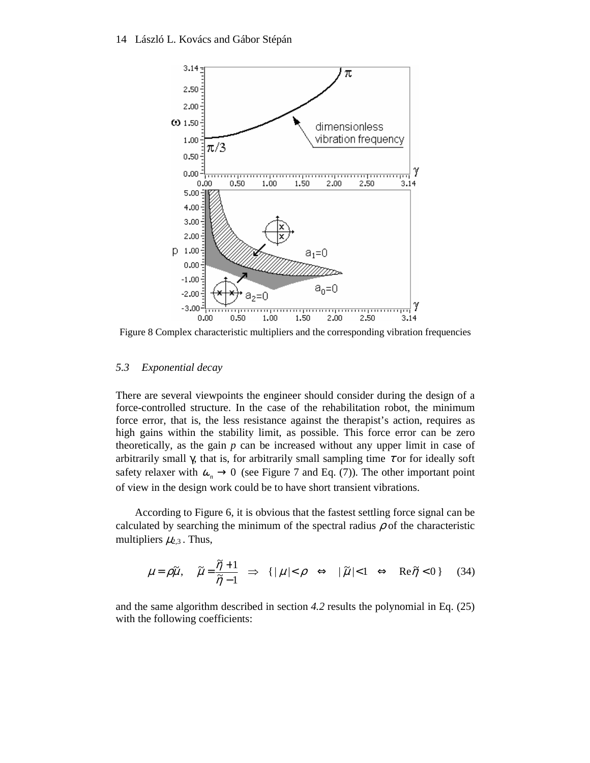Figure 8 Complex characteristic multipliers and the corresponding vibration frequencies

### *5.3 Exponential decay*

There are several viewpoints the engineer should consider during the design of a force-controlled structure. In the case of the rehabilitation robot, the minimum force error, that is, the less resistance against the therapist's action, requires as high gains within the stability limit, as possible. This force error can be zero theoretically, as the gain *p* can be increased without any upper limit in case of arbitrarily small γ, that is, for arbitrarily small sampling time $\tau$ or for ideally soft safety relaxer with $\omega_n \to 0$ (see Figure 7 and Eq. (7)). The other important point of view in the design work could be to have short transient vibrations.

According to Figure 6, it is obvious that the fastest settling force signal can be calculated by searching the minimum of the spectral radius $\rho$ of the characteristic multipliers $\mu_{2,3}$. Thus,

$$\mu = \rho\tilde{\mu}, \quad \tilde{\mu} = \frac{\tilde{\eta}+1}{\tilde{\eta}-1} \;\Rightarrow\; \{\,|\mu| < \rho \;\Leftrightarrow\; |\tilde{\mu}| < 1 \;\Leftrightarrow\; \mathrm{Re}\,\tilde{\eta} < 0\,\} \qquad (34)$$

and the same algorithm described in section *4.2* results the polynomial in Eq. (25) with the following coefficients: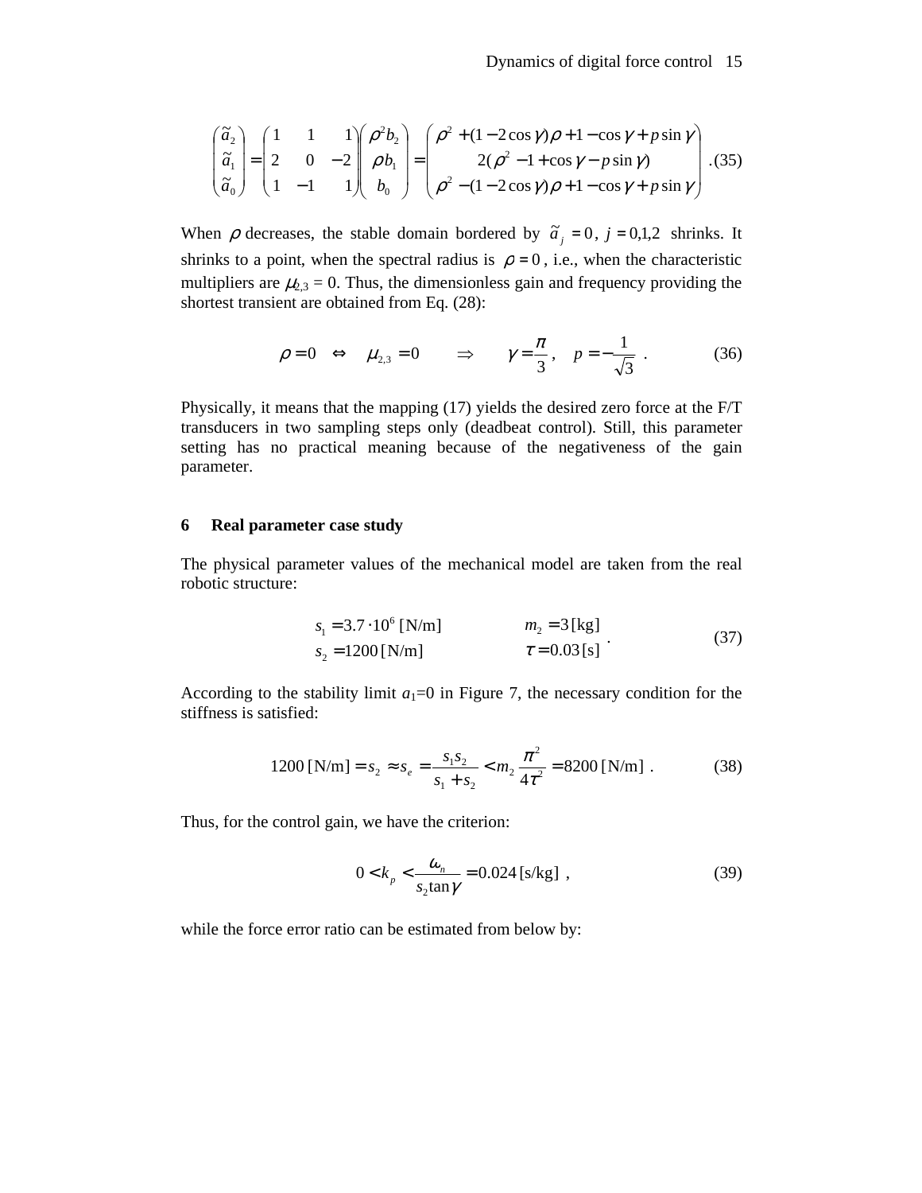$$\begin{pmatrix} \tilde{a}_2 \\ \tilde{a}_1 \\ \tilde{a}_0 \end{pmatrix} = \begin{pmatrix} 1 & 1 & 1 \\ 2 & 0 & -2 \\ 1 & -1 & 1 \end{pmatrix} \begin{pmatrix} \rho^2 b_2 \\ \rho b_1 \\ b_0 \end{pmatrix} = \begin{pmatrix} \rho^2 + (1-2\cos\gamma)\rho + 1 - \cos\gamma + p\sin\gamma \\ 2(\rho^2 - 1 + \cos\gamma - p\sin\gamma) \\ \rho^2 - (1-2\cos\gamma)\rho + 1 - \cos\gamma + p\sin\gamma \end{pmatrix} . \quad (35)$$

When $\rho$ decreases, the stable domain bordered by $\tilde{a}_j = 0$, $j = 0,1,2$ shrinks. It shrinks to a point, when the spectral radius is $\rho = 0$, i.e., when the characteristic multipliers are $\mu_{2,3} = 0$. Thus, the dimensionless gain and frequency providing the shortest transient are obtained from Eq. (28):

$$\rho = 0 \quad \Leftrightarrow \quad \mu_{2,3} = 0 \qquad \Rightarrow \qquad \gamma = \frac{\pi}{3}, \quad p = -\frac{1}{\sqrt{3}} . \qquad (36)$$

Physically, it means that the mapping (17) yields the desired zero force at the F/T transducers in two sampling steps only (deadbeat control). Still, this parameter setting has no practical meaning because of the negativeness of the gain parameter.

## 6 Real parameter case study

The physical parameter values of the mechanical model are taken from the real robotic structure:

$$\begin{aligned} s_1 &= 3.7 \cdot 10^6 \, [\text{N/m}] \qquad & m_2 &= 3 \, [\text{kg}] \\ s_2 &= 1200 \, [\text{N/m}] \qquad & \tau &= 0.03 \, [\text{s}] \end{aligned} . \qquad (37)$$

According to the stability limit $a_1$=0 in Figure 7, the necessary condition for the stiffness is satisfied:

$$1200 \, [\text{N/m}] = s_2 \approx s_e = \frac{s_1 s_2}{s_1 + s_2} < m_2 \frac{\pi^2}{4\tau^2} = 8200 \, [\text{N/m}] . \qquad (38)$$

Thus, for the control gain, we have the criterion:

$$0 < k_p < \frac{\omega_n}{s_2 \tan\gamma} = 0.024 \, [\text{s/kg}] , \qquad (39)$$

while the force error ratio can be estimated from below by: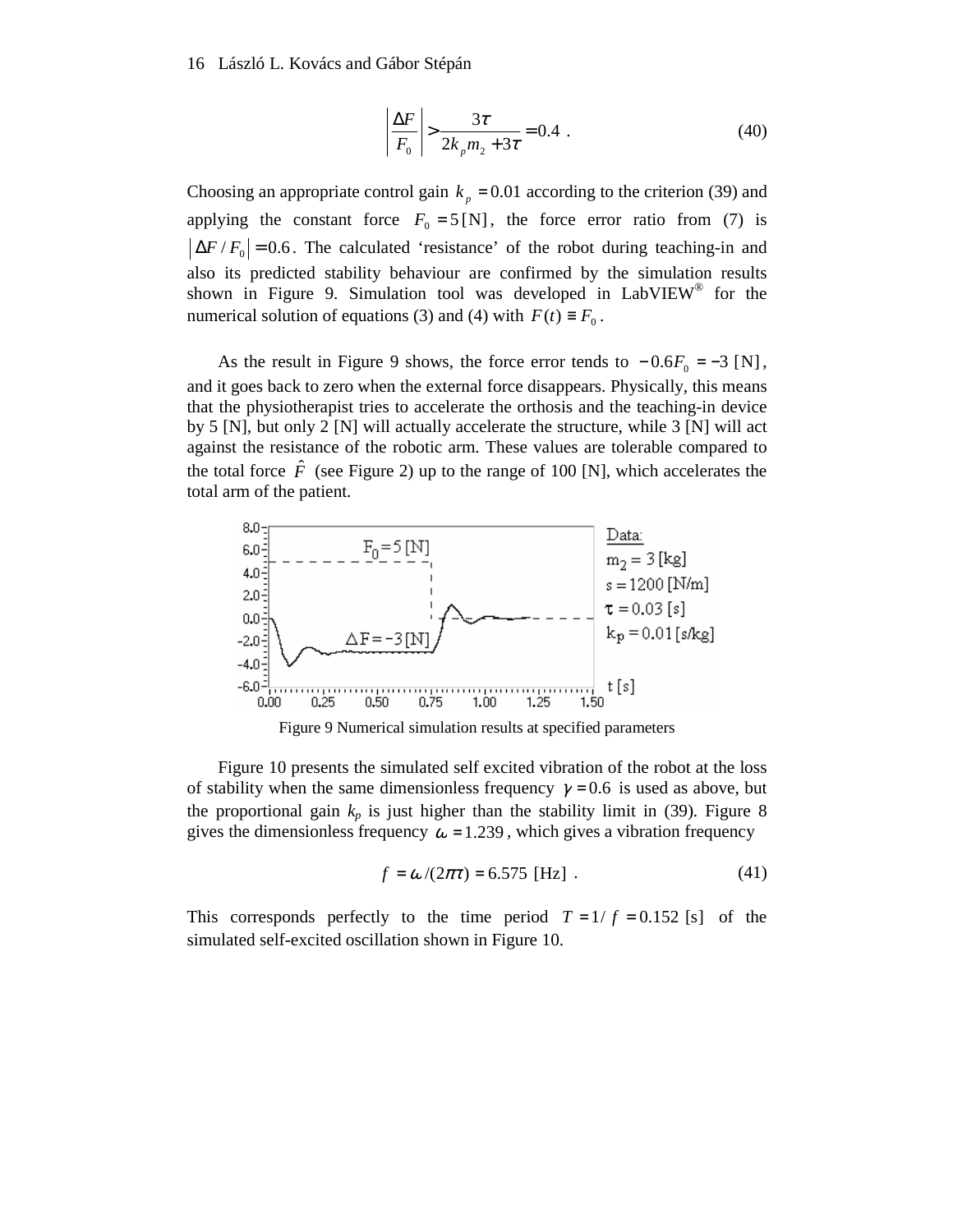$$\left|\frac{\Delta F}{F_0}\right| > \frac{3\tau}{2k_p m_2 + 3\tau} = 0.4 \ . \tag{40}$$

Choosing an appropriate control gain $k_p = 0.01$ according to the criterion (39) and applying the constant force $F_0 = 5\,[\mathrm{N}]$, the force error ratio from (7) is $|\Delta F / F_0| = 0.6$. The calculated 'resistance' of the robot during teaching-in and also its predicted stability behaviour are confirmed by the simulation results shown in Figure 9. Simulation tool was developed in LabVIEW® for the numerical solution of equations (3) and (4) with $F(t) \equiv F_0$.

As the result in Figure 9 shows, the force error tends to $-0.6F_0 = -3\ [\mathrm{N}]$, and it goes back to zero when the external force disappears. Physically, this means that the physiotherapist tries to accelerate the orthosis and the teaching-in device by 5 [N], but only 2 [N] will actually accelerate the structure, while 3 [N] will act against the resistance of the robotic arm. These values are tolerable compared to the total force $\hat{F}$ (see Figure 2) up to the range of 100 [N], which accelerates the total arm of the patient.

Figure 9 Numerical simulation results at specified parameters

Figure 10 presents the simulated self excited vibration of the robot at the loss of stability when the same dimensionless frequency $\gamma = 0.6$ is used as above, but the proportional gain $k_p$ is just higher than the stability limit in (39). Figure 8 gives the dimensionless frequency $\omega = 1.239$, which gives a vibration frequency

$$f = \omega / (2\pi\tau) = 6.575\ [\mathrm{Hz}] \ . \tag{41}$$

This corresponds perfectly to the time period $T = 1/f = 0.152\ [\mathrm{s}]$ of the simulated self-excited oscillation shown in Figure 10.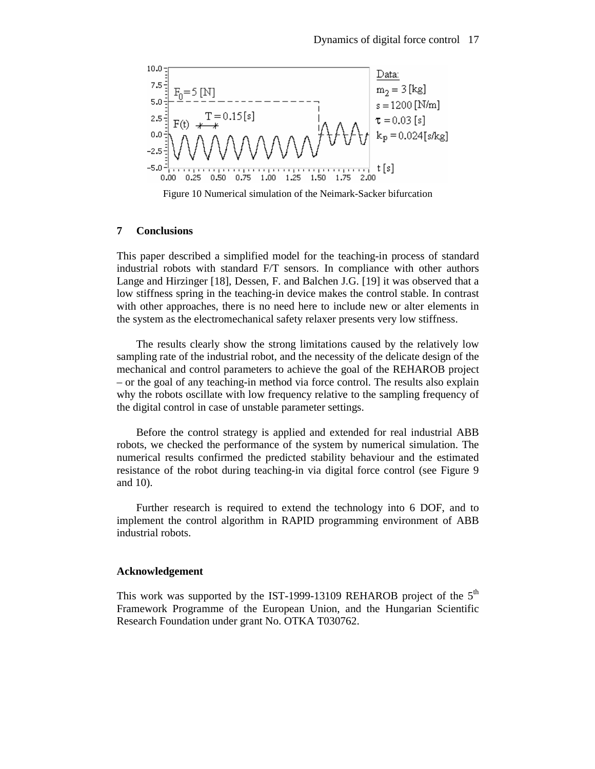Figure 10 Numerical simulation of the Neimark-Sacker bifurcation

## 7 Conclusions

This paper described a simplified model for the teaching-in process of standard industrial robots with standard F/T sensors. In compliance with other authors Lange and Hirzinger [18], Dessen, F. and Balchen J.G. [19] it was observed that a low stiffness spring in the teaching-in device makes the control stable. In contrast with other approaches, there is no need here to include new or alter elements in the system as the electromechanical safety relaxer presents very low stiffness.

The results clearly show the strong limitations caused by the relatively low sampling rate of the industrial robot, and the necessity of the delicate design of the mechanical and control parameters to achieve the goal of the REHAROB project – or the goal of any teaching-in method via force control. The results also explain why the robots oscillate with low frequency relative to the sampling frequency of the digital control in case of unstable parameter settings.

Before the control strategy is applied and extended for real industrial ABB robots, we checked the performance of the system by numerical simulation. The numerical results confirmed the predicted stability behaviour and the estimated resistance of the robot during teaching-in via digital force control (see Figure 9 and 10).

Further research is required to extend the technology into 6 DOF, and to implement the control algorithm in RAPID programming environment of ABB industrial robots.

### Acknowledgement

This work was supported by the IST-1999-13109 REHAROB project of the 5th Framework Programme of the European Union, and the Hungarian Scientific Research Foundation under grant No. OTKA T030762.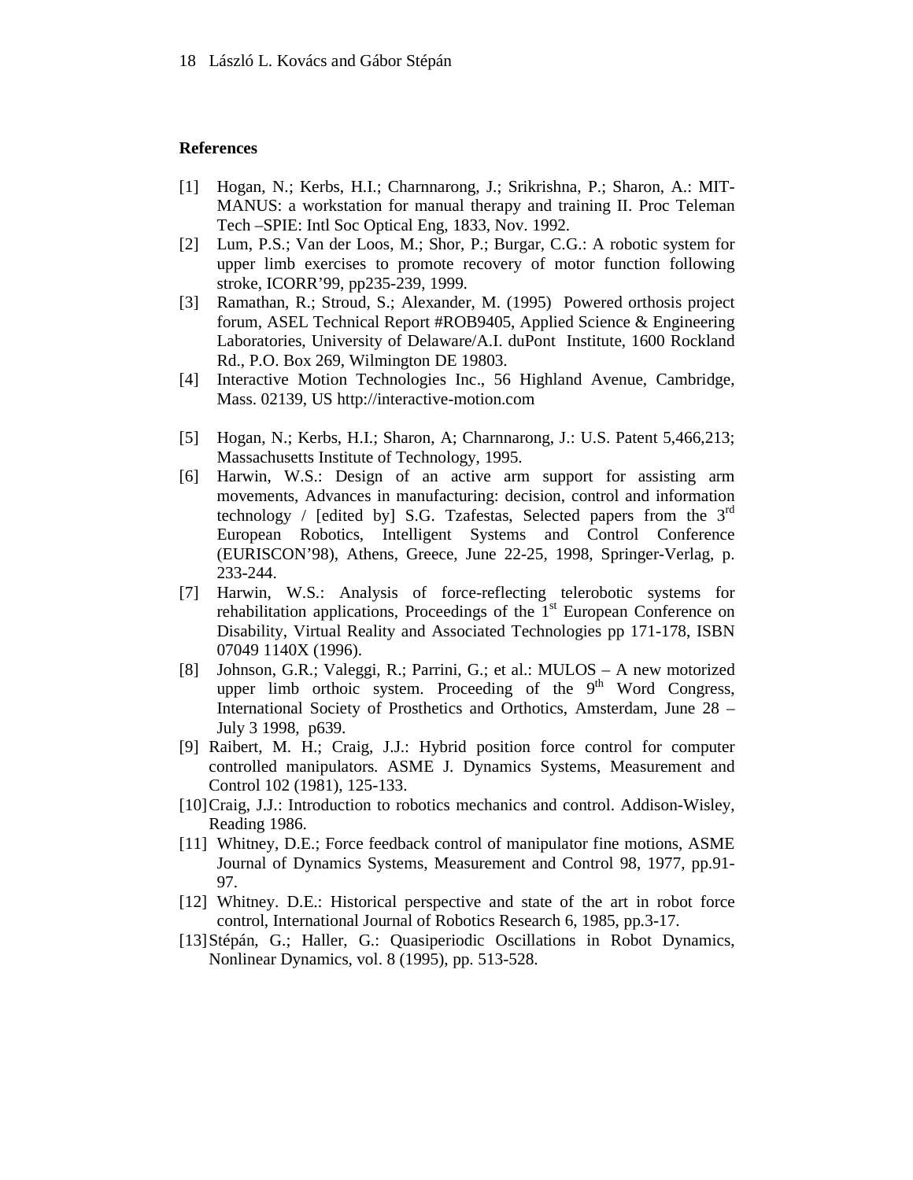## References

[1] Hogan, N.; Kerbs, H.I.; Charnnarong, J.; Srikrishna, P.; Sharon, A.: MIT-MANUS: a workstation for manual therapy and training II. Proc Teleman Tech –SPIE: Intl Soc Optical Eng, 1833, Nov. 1992.

[2] Lum, P.S.; Van der Loos, M.; Shor, P.; Burgar, C.G.: A robotic system for upper limb exercises to promote recovery of motor function following stroke, ICORR'99, pp235-239, 1999.

[3] Ramathan, R.; Stroud, S.; Alexander, M. (1995) Powered orthosis project forum, ASEL Technical Report #ROB9405, Applied Science & Engineering Laboratories, University of Delaware/A.I. duPont Institute, 1600 Rockland Rd., P.O. Box 269, Wilmington DE 19803.

[4] Interactive Motion Technologies Inc., 56 Highland Avenue, Cambridge, Mass. 02139, US http://interactive-motion.com

[5] Hogan, N.; Kerbs, H.I.; Sharon, A; Charnnarong, J.: U.S. Patent 5,466,213; Massachusetts Institute of Technology, 1995.

[6] Harwin, W.S.: Design of an active arm support for assisting arm movements, Advances in manufacturing: decision, control and information technology / [edited by] S.G. Tzafestas, Selected papers from the 3rd European Robotics, Intelligent Systems and Control Conference (EURISCON'98), Athens, Greece, June 22-25, 1998, Springer-Verlag, p. 233-244.

[7] Harwin, W.S.: Analysis of force-reflecting telerobotic systems for rehabilitation applications, Proceedings of the 1st European Conference on Disability, Virtual Reality and Associated Technologies pp 171-178, ISBN 07049 1140X (1996).

[8] Johnson, G.R.; Valeggi, R.; Parrini, G.; et al.: MULOS – A new motorized upper limb orthoic system. Proceeding of the 9th Word Congress, International Society of Prosthetics and Orthotics, Amsterdam, June 28 – July 3 1998, p639.

[9] Raibert, M. H.; Craig, J.J.: Hybrid position force control for computer controlled manipulators. ASME J. Dynamics Systems, Measurement and Control 102 (1981), 125-133.

[10] Craig, J.J.: Introduction to robotics mechanics and control. Addison-Wisley, Reading 1986.

[11] Whitney, D.E.; Force feedback control of manipulator fine motions, ASME Journal of Dynamics Systems, Measurement and Control 98, 1977, pp.91-97.

[12] Whitney. D.E.: Historical perspective and state of the art in robot force control, International Journal of Robotics Research 6, 1985, pp.3-17.

[13] Stépán, G.; Haller, G.: Quasiperiodic Oscillations in Robot Dynamics, Nonlinear Dynamics, vol. 8 (1995), pp. 513-528.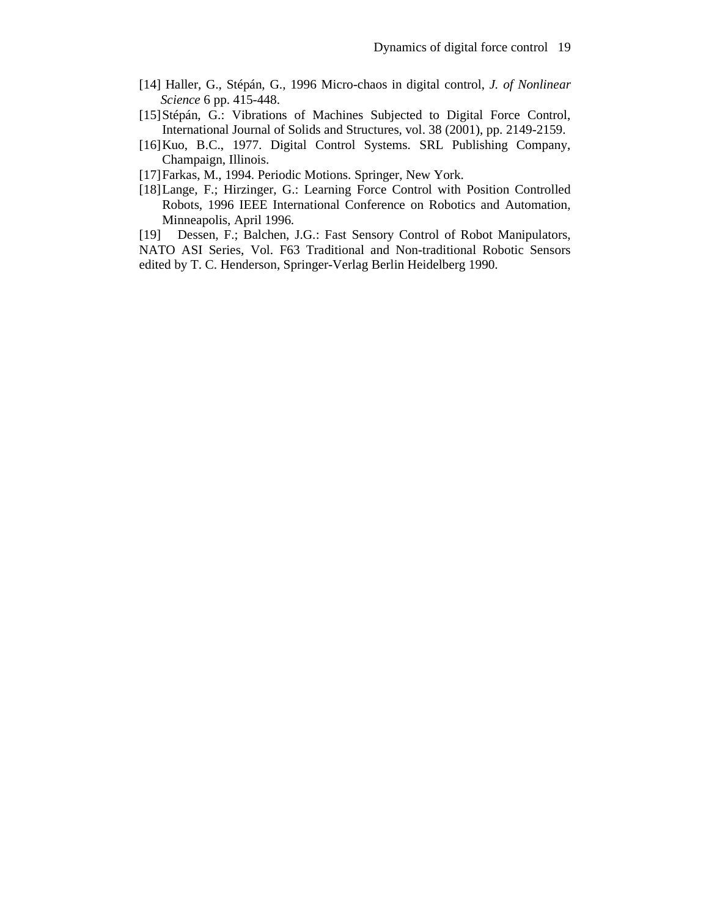[14] Haller, G., Stépán, G., 1996 Micro-chaos in digital control, *J. of Nonlinear Science* 6 pp. 415-448.

[15] Stépán, G.: Vibrations of Machines Subjected to Digital Force Control, International Journal of Solids and Structures, vol. 38 (2001), pp. 2149-2159.

[16] Kuo, B.C., 1977. Digital Control Systems. SRL Publishing Company, Champaign, Illinois.

[17] Farkas, M., 1994. Periodic Motions. Springer, New York.

[18] Lange, F.; Hirzinger, G.: Learning Force Control with Position Controlled Robots, 1996 IEEE International Conference on Robotics and Automation, Minneapolis, April 1996.

[19] Dessen, F.; Balchen, J.G.: Fast Sensory Control of Robot Manipulators, NATO ASI Series, Vol. F63 Traditional and Non-traditional Robotic Sensors edited by T. C. Henderson, Springer-Verlag Berlin Heidelberg 1990.